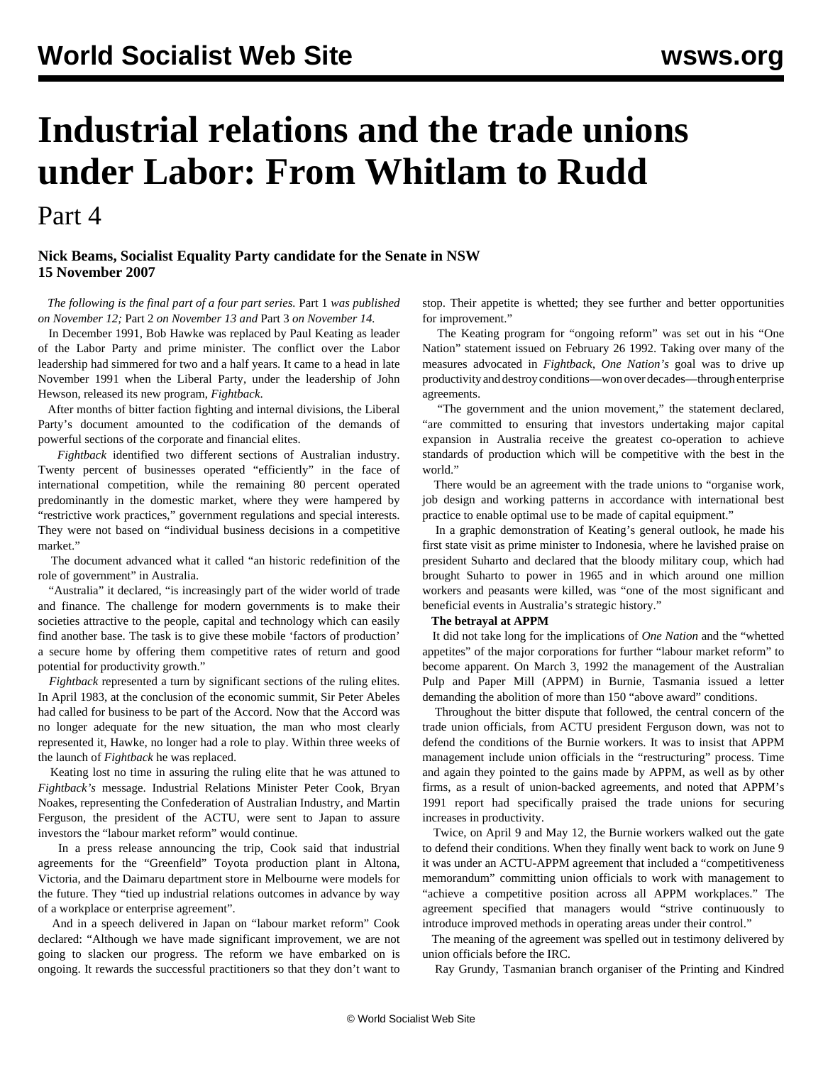# Industrial relations and the trade unions under Labor: From Whitlam to Rudd

## Part 4

**Nick Beams, Socialist Equality Party candidate for the Senate in NSW**
**15 November 2007**

*The following is the final part of a four part series.* Part 1 *was published on November 12;* Part 2 *on November 13 and* Part 3 *on November 14.*

In December 1991, Bob Hawke was replaced by Paul Keating as leader of the Labor Party and prime minister. The conflict over the Labor leadership had simmered for two and a half years. It came to a head in late November 1991 when the Liberal Party, under the leadership of John Hewson, released its new program, *Fightback*.

After months of bitter faction fighting and internal divisions, the Liberal Party's document amounted to the codification of the demands of powerful sections of the corporate and financial elites.

*Fightback* identified two different sections of Australian industry. Twenty percent of businesses operated "efficiently" in the face of international competition, while the remaining 80 percent operated predominantly in the domestic market, where they were hampered by "restrictive work practices," government regulations and special interests. They were not based on "individual business decisions in a competitive market."

The document advanced what it called "an historic redefinition of the role of government" in Australia.

"Australia" it declared, "is increasingly part of the wider world of trade and finance. The challenge for modern governments is to make their societies attractive to the people, capital and technology which can easily find another base. The task is to give these mobile 'factors of production' a secure home by offering them competitive rates of return and good potential for productivity growth."

*Fightback* represented a turn by significant sections of the ruling elites. In April 1983, at the conclusion of the economic summit, Sir Peter Abeles had called for business to be part of the Accord. Now that the Accord was no longer adequate for the new situation, the man who most clearly represented it, Hawke, no longer had a role to play. Within three weeks of the launch of *Fightback* he was replaced.

Keating lost no time in assuring the ruling elite that he was attuned to *Fightback's* message. Industrial Relations Minister Peter Cook, Bryan Noakes, representing the Confederation of Australian Industry, and Martin Ferguson, the president of the ACTU, were sent to Japan to assure investors the "labour market reform" would continue.

In a press release announcing the trip, Cook said that industrial agreements for the "Greenfield" Toyota production plant in Altona, Victoria, and the Daimaru department store in Melbourne were models for the future. They "tied up industrial relations outcomes in advance by way of a workplace or enterprise agreement".

And in a speech delivered in Japan on "labour market reform" Cook declared: "Although we have made significant improvement, we are not going to slacken our progress. The reform we have embarked on is ongoing. It rewards the successful practitioners so that they don't want to stop. Their appetite is whetted; they see further and better opportunities for improvement."

The Keating program for "ongoing reform" was set out in his "One Nation" statement issued on February 26 1992. Taking over many of the measures advocated in *Fightback*, *One Nation's* goal was to drive up productivity and destroy conditions—won over decades—through enterprise agreements.

"The government and the union movement," the statement declared, "are committed to ensuring that investors undertaking major capital expansion in Australia receive the greatest co-operation to achieve standards of production which will be competitive with the best in the world."

There would be an agreement with the trade unions to "organise work, job design and working patterns in accordance with international best practice to enable optimal use to be made of capital equipment."

In a graphic demonstration of Keating's general outlook, he made his first state visit as prime minister to Indonesia, where he lavished praise on president Suharto and declared that the bloody military coup, which had brought Suharto to power in 1965 and in which around one million workers and peasants were killed, was "one of the most significant and beneficial events in Australia's strategic history."

**The betrayal at APPM**

It did not take long for the implications of *One Nation* and the "whetted appetites" of the major corporations for further "labour market reform" to become apparent. On March 3, 1992 the management of the Australian Pulp and Paper Mill (APPM) in Burnie, Tasmania issued a letter demanding the abolition of more than 150 "above award" conditions.

Throughout the bitter dispute that followed, the central concern of the trade union officials, from ACTU president Ferguson down, was not to defend the conditions of the Burnie workers. It was to insist that APPM management include union officials in the "restructuring" process. Time and again they pointed to the gains made by APPM, as well as by other firms, as a result of union-backed agreements, and noted that APPM's 1991 report had specifically praised the trade unions for securing increases in productivity.

Twice, on April 9 and May 12, the Burnie workers walked out the gate to defend their conditions. When they finally went back to work on June 9 it was under an ACTU-APPM agreement that included a "competitiveness memorandum" committing union officials to work with management to "achieve a competitive position across all APPM workplaces." The agreement specified that managers would "strive continuously to introduce improved methods in operating areas under their control."

The meaning of the agreement was spelled out in testimony delivered by union officials before the IRC.

Ray Grundy, Tasmanian branch organiser of the Printing and Kindred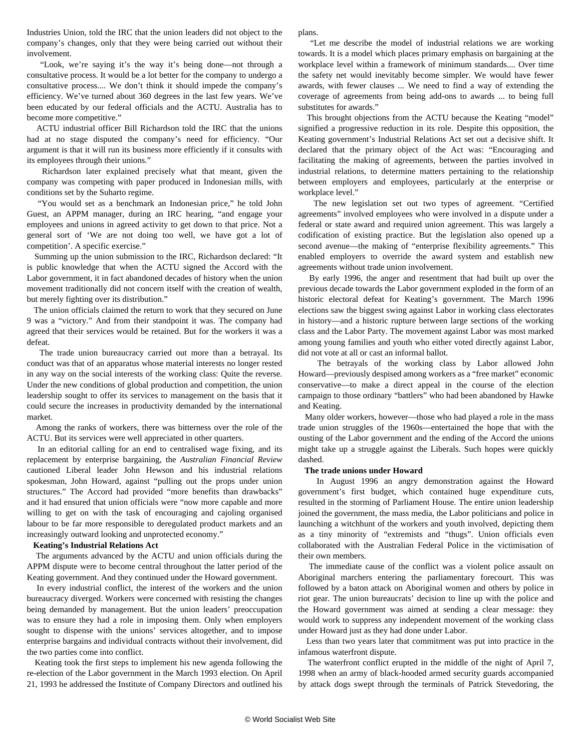Industries Union, told the IRC that the union leaders did not object to the company's changes, only that they were being carried out without their involvement.

"Look, we're saying it's the way it's being done—not through a consultative process. It would be a lot better for the company to undergo a consultative process.... We don't think it should impede the company's efficiency. We've turned about 360 degrees in the last few years. We've been educated by our federal officials and the ACTU. Australia has to become more competitive."

ACTU industrial officer Bill Richardson told the IRC that the unions had at no stage disputed the company's need for efficiency. "Our argument is that it will run its business more efficiently if it consults with its employees through their unions."

Richardson later explained precisely what that meant, given the company was competing with paper produced in Indonesian mills, with conditions set by the Suharto regime.

"You would set as a benchmark an Indonesian price," he told John Guest, an APPM manager, during an IRC hearing, "and engage your employees and unions in agreed activity to get down to that price. Not a general sort of 'We are not doing too well, we have got a lot of competition'. A specific exercise."

Summing up the union submission to the IRC, Richardson declared: "It is public knowledge that when the ACTU signed the Accord with the Labor government, it in fact abandoned decades of history when the union movement traditionally did not concern itself with the creation of wealth, but merely fighting over its distribution."

The union officials claimed the return to work that they secured on June 9 was a "victory." And from their standpoint it was. The company had agreed that their services would be retained. But for the workers it was a defeat.

The trade union bureaucracy carried out more than a betrayal. Its conduct was that of an apparatus whose material interests no longer rested in any way on the social interests of the working class: Quite the reverse. Under the new conditions of global production and competition, the union leadership sought to offer its services to management on the basis that it could secure the increases in productivity demanded by the international market.

Among the ranks of workers, there was bitterness over the role of the ACTU. But its services were well appreciated in other quarters.

In an editorial calling for an end to centralised wage fixing, and its replacement by enterprise bargaining, the *Australian Financial Review* cautioned Liberal leader John Hewson and his industrial relations spokesman, John Howard, against "pulling out the props under union structures." The Accord had provided "more benefits than drawbacks" and it had ensured that union officials were "now more capable and more willing to get on with the task of encouraging and cajoling organised labour to be far more responsible to deregulated product markets and an increasingly outward looking and unprotected economy."

**Keating's Industrial Relations Act**

The arguments advanced by the ACTU and union officials during the APPM dispute were to become central throughout the latter period of the Keating government. And they continued under the Howard government.

In every industrial conflict, the interest of the workers and the union bureaucracy diverged. Workers were concerned with resisting the changes being demanded by management. But the union leaders' preoccupation was to ensure they had a role in imposing them. Only when employers sought to dispense with the unions' services altogether, and to impose enterprise bargains and individual contracts without their involvement, did the two parties come into conflict.

Keating took the first steps to implement his new agenda following the re-election of the Labor government in the March 1993 election. On April 21, 1993 he addressed the Institute of Company Directors and outlined his plans.

"Let me describe the model of industrial relations we are working towards. It is a model which places primary emphasis on bargaining at the workplace level within a framework of minimum standards.... Over time the safety net would inevitably become simpler. We would have fewer awards, with fewer clauses ... We need to find a way of extending the coverage of agreements from being add-ons to awards ... to being full substitutes for awards."

This brought objections from the ACTU because the Keating "model" signified a progressive reduction in its role. Despite this opposition, the Keating government's Industrial Relations Act set out a decisive shift. It declared that the primary object of the Act was: "Encouraging and facilitating the making of agreements, between the parties involved in industrial relations, to determine matters pertaining to the relationship between employers and employees, particularly at the enterprise or workplace level."

The new legislation set out two types of agreement. "Certified agreements" involved employees who were involved in a dispute under a federal or state award and required union agreement. This was largely a codification of existing practice. But the legislation also opened up a second avenue—the making of "enterprise flexibility agreements." This enabled employers to override the award system and establish new agreements without trade union involvement.

By early 1996, the anger and resentment that had built up over the previous decade towards the Labor government exploded in the form of an historic electoral defeat for Keating's government. The March 1996 elections saw the biggest swing against Labor in working class electorates in history—and a historic rupture between large sections of the working class and the Labor Party. The movement against Labor was most marked among young families and youth who either voted directly against Labor, did not vote at all or cast an informal ballot.

The betrayals of the working class by Labor allowed John Howard—previously despised among workers as a "free market" economic conservative—to make a direct appeal in the course of the election campaign to those ordinary "battlers" who had been abandoned by Hawke and Keating.

Many older workers, however—those who had played a role in the mass trade union struggles of the 1960s—entertained the hope that with the ousting of the Labor government and the ending of the Accord the unions might take up a struggle against the Liberals. Such hopes were quickly dashed.

**The trade unions under Howard**

In August 1996 an angry demonstration against the Howard government's first budget, which contained huge expenditure cuts, resulted in the storming of Parliament House. The entire union leadership joined the government, the mass media, the Labor politicians and police in launching a witchhunt of the workers and youth involved, depicting them as a tiny minority of "extremists and "thugs". Union officials even collaborated with the Australian Federal Police in the victimisation of their own members.

The immediate cause of the conflict was a violent police assault on Aboriginal marchers entering the parliamentary forecourt. This was followed by a baton attack on Aboriginal women and others by police in riot gear. The union bureaucrats' decision to line up with the police and the Howard government was aimed at sending a clear message: they would work to suppress any independent movement of the working class under Howard just as they had done under Labor.

Less than two years later that commitment was put into practice in the infamous waterfront dispute.

The waterfront conflict erupted in the middle of the night of April 7, 1998 when an army of black-hooded armed security guards accompanied by attack dogs swept through the terminals of Patrick Stevedoring, the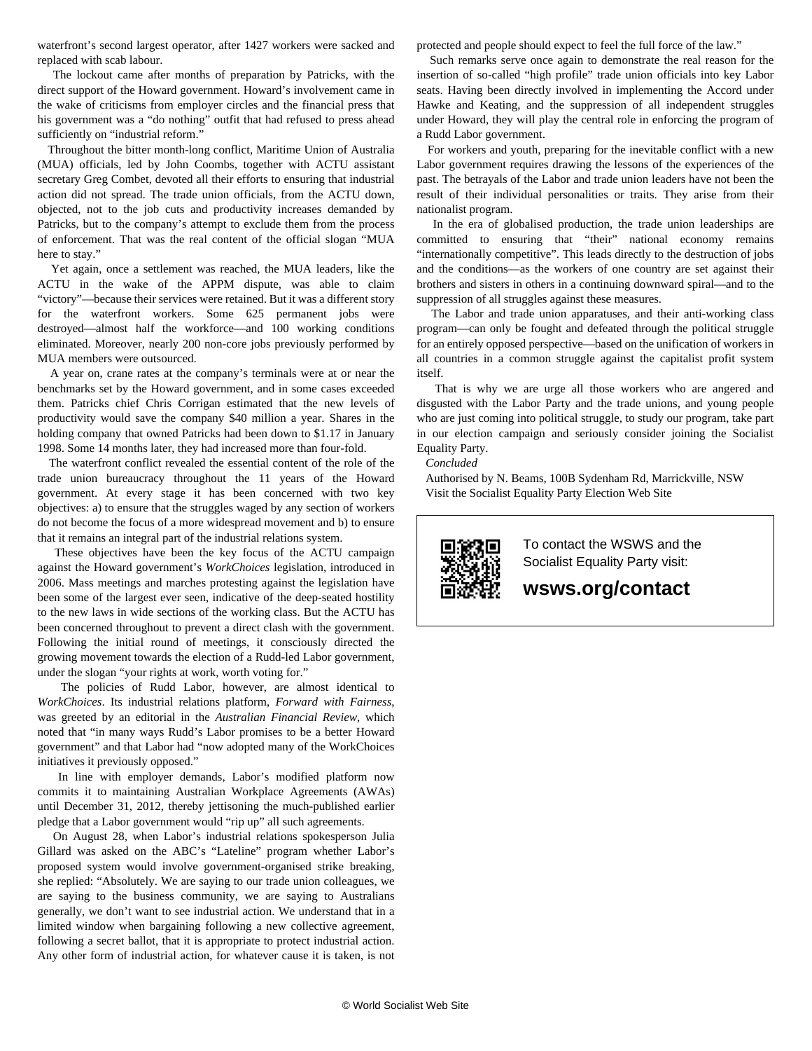waterfront's second largest operator, after 1427 workers were sacked and replaced with scab labour.

The lockout came after months of preparation by Patricks, with the direct support of the Howard government. Howard's involvement came in the wake of criticisms from employer circles and the financial press that his government was a "do nothing" outfit that had refused to press ahead sufficiently on "industrial reform."

Throughout the bitter month-long conflict, Maritime Union of Australia (MUA) officials, led by John Coombs, together with ACTU assistant secretary Greg Combet, devoted all their efforts to ensuring that industrial action did not spread. The trade union officials, from the ACTU down, objected, not to the job cuts and productivity increases demanded by Patricks, but to the company's attempt to exclude them from the process of enforcement. That was the real content of the official slogan "MUA here to stay."

Yet again, once a settlement was reached, the MUA leaders, like the ACTU in the wake of the APPM dispute, was able to claim "victory"—because their services were retained. But it was a different story for the waterfront workers. Some 625 permanent jobs were destroyed—almost half the workforce—and 100 working conditions eliminated. Moreover, nearly 200 non-core jobs previously performed by MUA members were outsourced.

A year on, crane rates at the company's terminals were at or near the benchmarks set by the Howard government, and in some cases exceeded them. Patricks chief Chris Corrigan estimated that the new levels of productivity would save the company $40 million a year. Shares in the holding company that owned Patricks had been down to $1.17 in January 1998. Some 14 months later, they had increased more than four-fold.

The waterfront conflict revealed the essential content of the role of the trade union bureaucracy throughout the 11 years of the Howard government. At every stage it has been concerned with two key objectives: a) to ensure that the struggles waged by any section of workers do not become the focus of a more widespread movement and b) to ensure that it remains an integral part of the industrial relations system.

These objectives have been the key focus of the ACTU campaign against the Howard government's *WorkChoices* legislation, introduced in 2006. Mass meetings and marches protesting against the legislation have been some of the largest ever seen, indicative of the deep-seated hostility to the new laws in wide sections of the working class. But the ACTU has been concerned throughout to prevent a direct clash with the government. Following the initial round of meetings, it consciously directed the growing movement towards the election of a Rudd-led Labor government, under the slogan "your rights at work, worth voting for."

The policies of Rudd Labor, however, are almost identical to *WorkChoices*. Its industrial relations platform, *Forward with Fairness*, was greeted by an editorial in the *Australian Financial Review*, which noted that "in many ways Rudd's Labor promises to be a better Howard government" and that Labor had "now adopted many of the WorkChoices initiatives it previously opposed."

In line with employer demands, Labor's modified platform now commits it to maintaining Australian Workplace Agreements (AWAs) until December 31, 2012, thereby jettisoning the much-published earlier pledge that a Labor government would "rip up" all such agreements.

On August 28, when Labor's industrial relations spokesperson Julia Gillard was asked on the ABC's "Lateline" program whether Labor's proposed system would involve government-organised strike breaking, she replied: "Absolutely. We are saying to our trade union colleagues, we are saying to the business community, we are saying to Australians generally, we don't want to see industrial action. We understand that in a limited window when bargaining following a new collective agreement, following a secret ballot, that it is appropriate to protect industrial action. Any other form of industrial action, for whatever cause it is taken, is not protected and people should expect to feel the full force of the law."

Such remarks serve once again to demonstrate the real reason for the insertion of so-called "high profile" trade union officials into key Labor seats. Having been directly involved in implementing the Accord under Hawke and Keating, and the suppression of all independent struggles under Howard, they will play the central role in enforcing the program of a Rudd Labor government.

For workers and youth, preparing for the inevitable conflict with a new Labor government requires drawing the lessons of the experiences of the past. The betrayals of the Labor and trade union leaders have not been the result of their individual personalities or traits. They arise from their nationalist program.

In the era of globalised production, the trade union leaderships are committed to ensuring that "their" national economy remains "internationally competitive". This leads directly to the destruction of jobs and the conditions—as the workers of one country are set against their brothers and sisters in others in a continuing downward spiral—and to the suppression of all struggles against these measures.

The Labor and trade union apparatuses, and their anti-working class program—can only be fought and defeated through the political struggle for an entirely opposed perspective—based on the unification of workers in all countries in a common struggle against the capitalist profit system itself.

That is why we are urge all those workers who are angered and disgusted with the Labor Party and the trade unions, and young people who are just coming into political struggle, to study our program, take part in our election campaign and seriously consider joining the Socialist Equality Party.

*Concluded*

Authorised by N. Beams, 100B Sydenham Rd, Marrickville, NSW

Visit the Socialist Equality Party Election Web Site

To contact the WSWS and the Socialist Equality Party visit:

**wsws.org/contact**